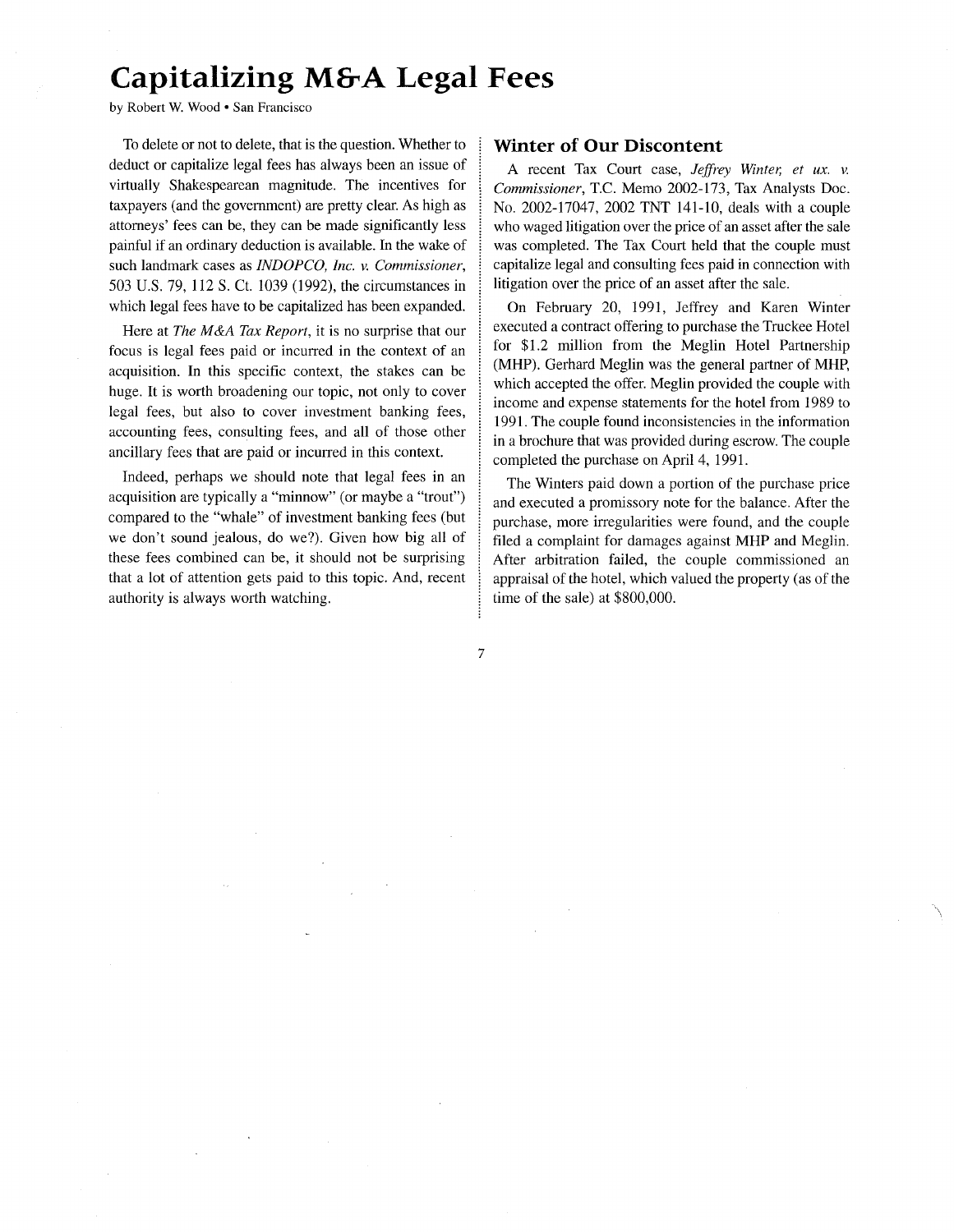# Capitalizing M&A Legal Fees

by Robert W. Wood • San Francisco

To delete or not to delete, that is the question. Whether to deduct or capitalize legal fees has always been an issue of virtually Shakespearean magnitude. The incentives for taxpayers (and the government) are pretty clear. As high as attorneys' fees can be, they can be made significantly less painful if an ordinary deduction is available. In the wake of such landmark cases as *INDOPCO, Inc. v. Commissioner*, 503 U.S. 79, 112 S. Ct. 1039 (1992), the circumstances in which legal fees have to be capitalized has been expanded.

Here at *The M&A Tax Report*, it is no surprise that our focus is legal fees paid or incurred in the context of an acquisition. In this specific context, the stakes can be huge. It is worth broadening our topic, not only to cover legal fees, but also to cover investment banking fees, accounting fees, consulting fees, and all of those other ancillary fees that are paid or incurred in this context.

Indeed, perhaps we should note that legal fees in an acquisition are typically a "minnow" (or maybe a "trout") compared to the "whale" of investment banking fees (but we don't sound jealous, do we?). Given how big all of these fees combined can be, it should not be surprising that a lot of attention gets paid to this topic. And, recent authority is always worth watching.

## Winter of Our Discontent

A recent Tax Court case, *Jeffrey Winter, et ux. v. Commissioner*, T.C. Memo 2002-173, Tax Analysts Doc. No. 2002-17047, 2002 TNT 141-10, deals with a couple who waged litigation over the price of an asset after the sale was completed. The Tax Court held that the couple must capitalize legal and consulting fees paid in connection with litigation over the price of an asset after the sale.

On February 20, 1991, Jeffrey and Karen Winter executed a contract offering to purchase the Truckee Hotel for $1.2 million from the Meglin Hotel Partnership (MHP). Gerhard Meglin was the general partner of MHP, which accepted the offer. Meglin provided the couple with income and expense statements for the hotel from 1989 to 1991. The couple found inconsistencies in the information in a brochure that was provided during escrow. The couple completed the purchase on April 4, 1991.

The Winters paid down a portion of the purchase price and executed a promissory note for the balance. After the purchase, more irregularities were found, and the couple filed a complaint for damages against MHP and Meglin. After arbitration failed, the couple commissioned an appraisal of the hotel, which valued the property (as of the time of the sale) at $800,000.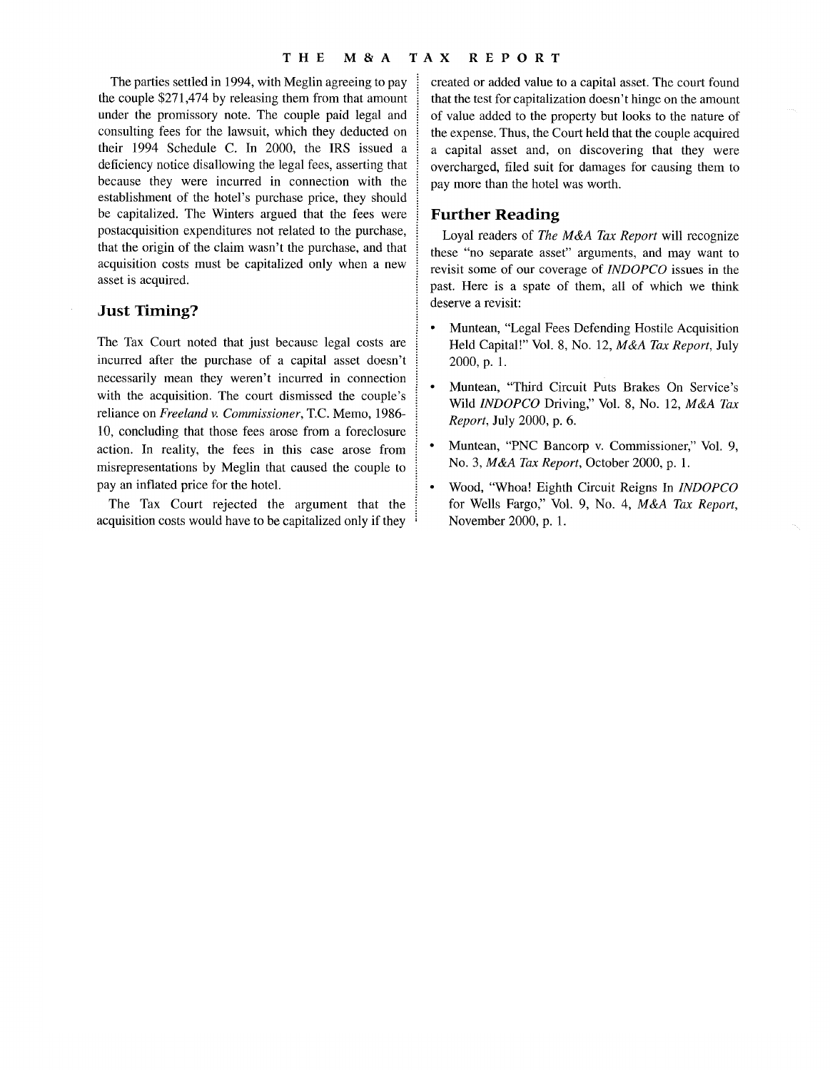The parties settled in 1994, with Meglin agreeing to pay the couple $271,474 by releasing them from that amount under the promissory note. The couple paid legal and consulting fees for the lawsuit, which they deducted on their 1994 Schedule C. In 2000, the IRS issued a deficiency notice disallowing the legal fees, asserting that because they were incurred in connection with the establishment of the hotel's purchase price, they should be capitalized. The Winters argued that the fees were postacquisition expenditures not related to the purchase, that the origin of the claim wasn't the purchase, and that acquisition costs must be capitalized only when a new asset is acquired.

## Just Timing?

The Tax Court noted that just because legal costs are incurred after the purchase of a capital asset doesn't necessarily mean they weren't incurred in connection with the acquisition. The court dismissed the couple's reliance on *Freeland v. Commissioner*, T.C. Memo, 1986-10, concluding that those fees arose from a foreclosure action. In reality, the fees in this case arose from misrepresentations by Meglin that caused the couple to pay an inflated price for the hotel.

The Tax Court rejected the argument that the acquisition costs would have to be capitalized only if they created or added value to a capital asset. The court found that the test for capitalization doesn't hinge on the amount of value added to the property but looks to the nature of the expense. Thus, the Court held that the couple acquired a capital asset and, on discovering that they were overcharged, filed suit for damages for causing them to pay more than the hotel was worth.

## Further Reading

Loyal readers of *The M&A Tax Report* will recognize these "no separate asset" arguments, and may want to revisit some of our coverage of *INDOPCO* issues in the past. Here is a spate of them, all of which we think deserve a revisit:

- Muntean, "Legal Fees Defending Hostile Acquisition Held Capital!" Vol. 8, No. 12, *M&A Tax Report*, July 2000, p. 1.
- Muntean, "Third Circuit Puts Brakes On Service's Wild *INDOPCO* Driving," Vol. 8, No. 12, *M&A Tax Report*, July 2000, p. 6.
- Muntean, "PNC Bancorp v. Commissioner," Vol. 9, No. 3, *M&A Tax Report*, October 2000, p. 1.
- Wood, "Whoa! Eighth Circuit Reigns In *INDOPCO* for Wells Fargo," Vol. 9, No. 4, *M&A Tax Report*, November 2000, p. 1.